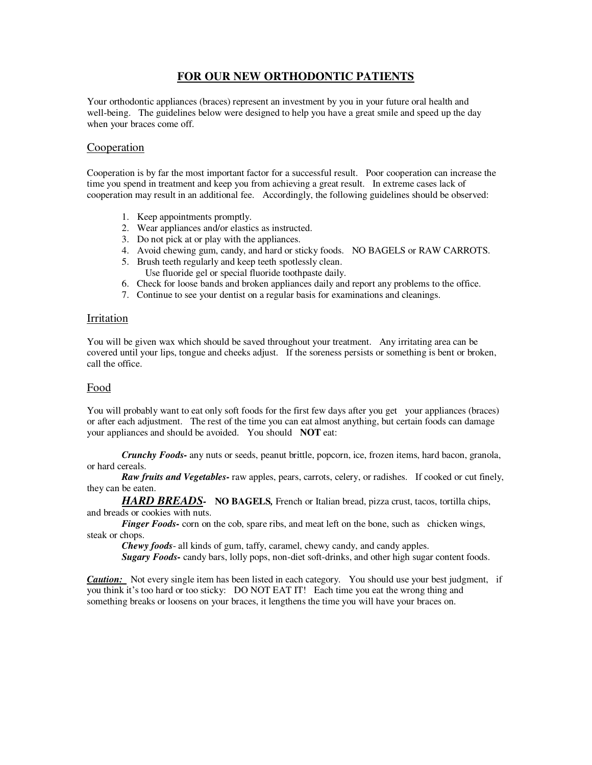# FOR OUR NEW ORTHODONTIC PATIENTS

Your orthodontic appliances (braces) represent an investment by you in your future oral health and well-being. The guidelines below were designed to help you have a great smile and speed up the day when your braces come off.

## Cooperation

Cooperation is by far the most important factor for a successful result. Poor cooperation can increase the time you spend in treatment and keep you from achieving a great result. In extreme cases lack of cooperation may result in an additional fee. Accordingly, the following guidelines should be observed:

1. Keep appointments promptly.
2. Wear appliances and/or elastics as instructed.
3. Do not pick at or play with the appliances.
4. Avoid chewing gum, candy, and hard or sticky foods. NO BAGELS or RAW CARROTS.
5. Brush teeth regularly and keep teeth spotlessly clean.
   Use fluoride gel or special fluoride toothpaste daily.
6. Check for loose bands and broken appliances daily and report any problems to the office.
7. Continue to see your dentist on a regular basis for examinations and cleanings.

## Irritation

You will be given wax which should be saved throughout your treatment. Any irritating area can be covered until your lips, tongue and cheeks adjust. If the soreness persists or something is bent or broken, call the office.

## Food

You will probably want to eat only soft foods for the first few days after you get your appliances (braces) or after each adjustment. The rest of the time you can eat almost anything, but certain foods can damage your appliances and should be avoided. You should **NOT** eat:

***Crunchy Foods-*** any nuts or seeds, peanut brittle, popcorn, ice, frozen items, hard bacon, granola, or hard cereals.

***Raw fruits and Vegetables-*** raw apples, pears, carrots, celery, or radishes. If cooked or cut finely, they can be eaten.

***HARD BREADS-*** **NO BAGELS,** French or Italian bread, pizza crust, tacos, tortilla chips, and breads or cookies with nuts.

***Finger Foods-*** corn on the cob, spare ribs, and meat left on the bone, such as chicken wings, steak or chops.

***Chewy foods***- all kinds of gum, taffy, caramel, chewy candy, and candy apples.

***Sugary Foods-*** candy bars, lolly pops, non-diet soft-drinks, and other high sugar content foods.

***Caution:*** Not every single item has been listed in each category. You should use your best judgment, if you think it's too hard or too sticky: DO NOT EAT IT! Each time you eat the wrong thing and something breaks or loosens on your braces, it lengthens the time you will have your braces on.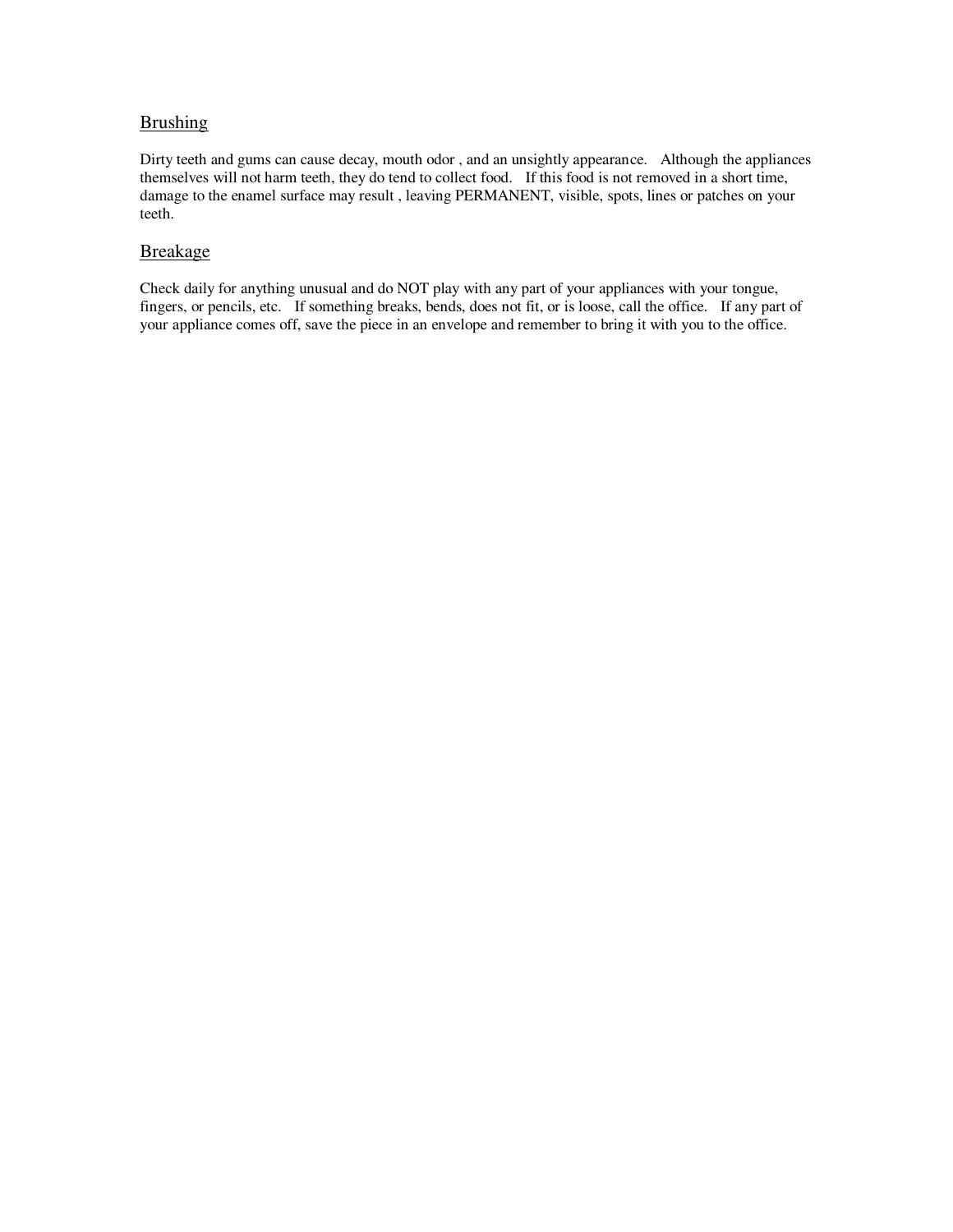## Brushing

Dirty teeth and gums can cause decay, mouth odor , and an unsightly appearance. Although the appliances themselves will not harm teeth, they do tend to collect food. If this food is not removed in a short time, damage to the enamel surface may result , leaving PERMANENT, visible, spots, lines or patches on your teeth.

## Breakage

Check daily for anything unusual and do NOT play with any part of your appliances with your tongue, fingers, or pencils, etc. If something breaks, bends, does not fit, or is loose, call the office. If any part of your appliance comes off, save the piece in an envelope and remember to bring it with you to the office.